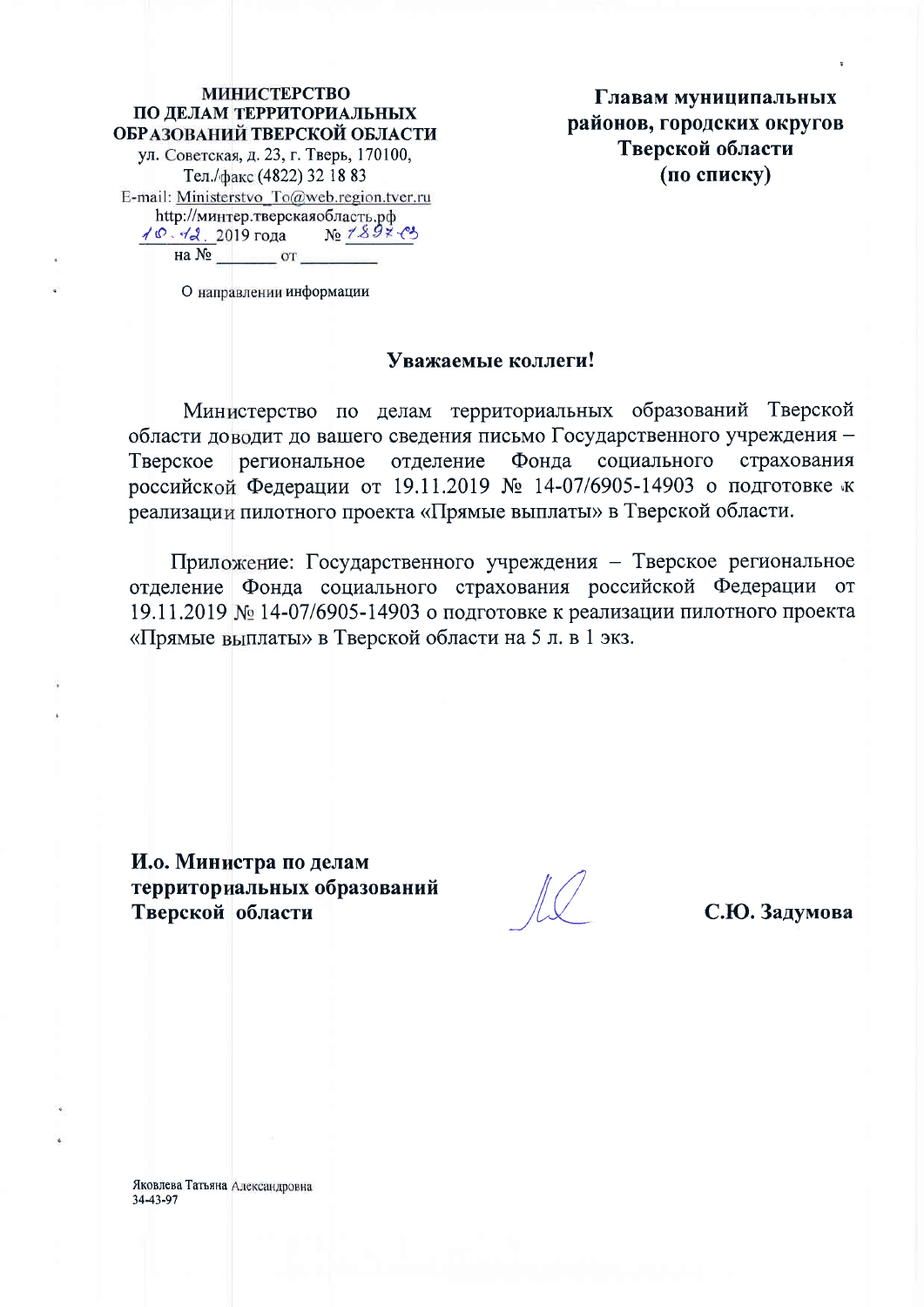**МИНИСТЕРСТВО ПО ДЕЛАМ ТЕРРИТОРИАЛЬНЫХ ОБРАЗОВАНИЙ ТВЕРСКОЙ ОБЛАСТИ**

ул. Советская, д. 23, г. Тверь, 170100,
Тел./факс (4822) 32 18 83
E-mail: Ministerstvo_To@web.region.tver.ru
http://минтер.тверскаяобласть.рф
10.12. 2019 года № 1897-03
на № _______ от _________

О направлении информации

**Главам муниципальных районов, городских округов Тверской области (по списку)**

**Уважаемые коллеги!**

Министерство по делам территориальных образований Тверской области доводит до вашего сведения письмо Государственного учреждения – Тверское региональное отделение Фонда социального страхования российской Федерации от 19.11.2019 № 14-07/6905-14903 о подготовке к реализации пилотного проекта «Прямые выплаты» в Тверской области.

Приложение: Государственного учреждения – Тверское региональное отделение Фонда социального страхования российской Федерации от 19.11.2019 № 14-07/6905-14903 о подготовке к реализации пилотного проекта «Прямые выплаты» в Тверской области на 5 л. в 1 экз.

**И.о. Министра по делам территориальных образований Тверской области** **С.Ю. Задумова**

Яковлева Татьяна Александровна
34-43-97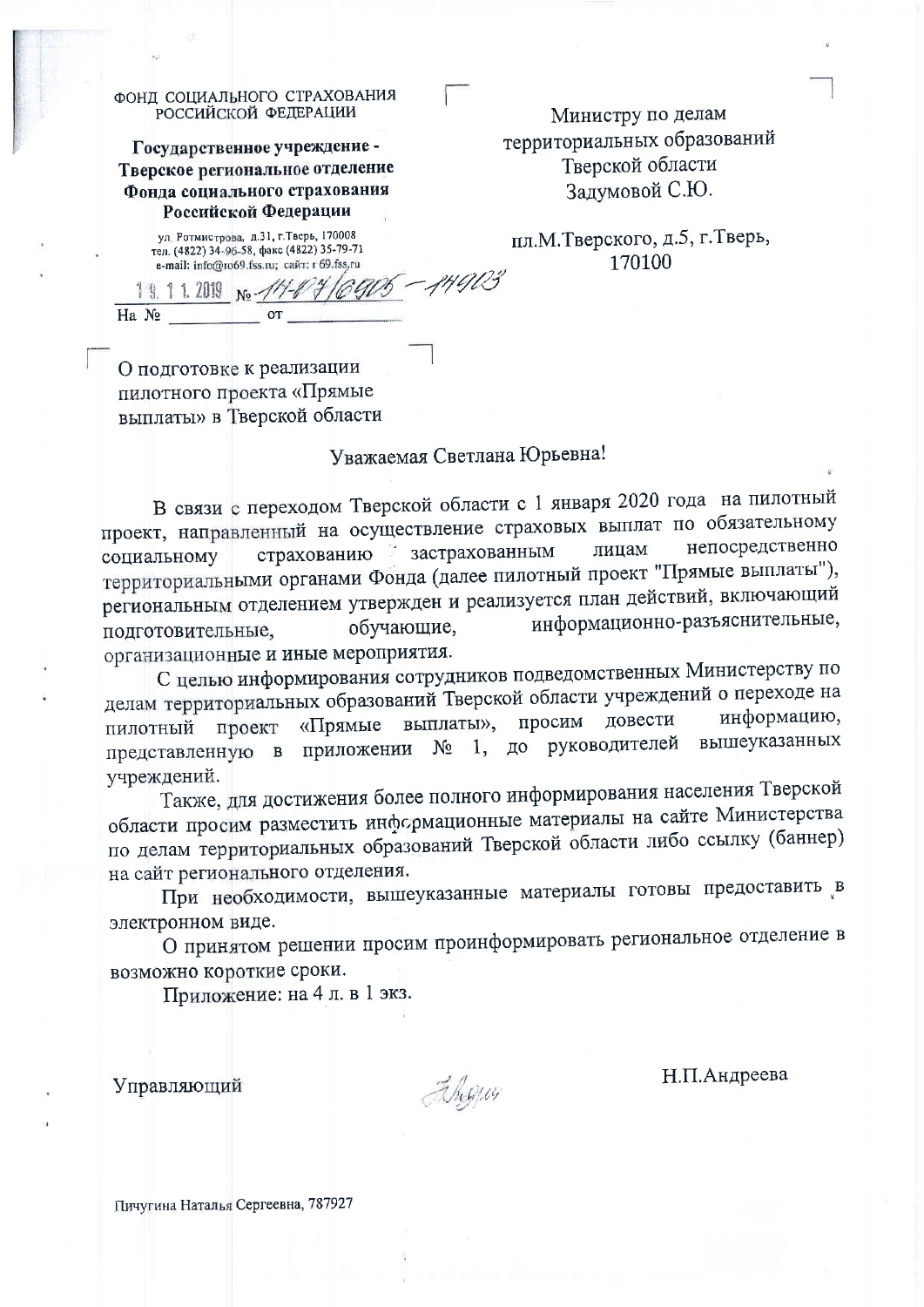ФОНД СОЦИАЛЬНОГО СТРАХОВАНИЯ
РОССИЙСКОЙ ФЕДЕРАЦИИ

**Государственное учреждение -**
**Тверское региональное отделение**
**Фонда социального страхования**
**Российской Федерации**

ул. Ротмистрова, д.31, г.Тверь, 170008
тел. (4822) 34-96-58, факс (4822) 35-79-71
e-mail: info@ro69.fss.ru; сайт: r 69.fss.ru

19.11.2019 № 11-07/6905-14913

На № ________ от ________

Министру по делам
территориальных образований
Тверской области
Задумовой С.Ю.

пл.М.Тверского, д.5, г.Тверь,
170100

О подготовке к реализации пилотного проекта «Прямые выплаты» в Тверской области

Уважаемая Светлана Юрьевна!

В связи с переходом Тверской области с 1 января 2020 года на пилотный проект, направленный на осуществление страховых выплат по обязательному социальному страхованию застрахованным лицам непосредственно территориальными органами Фонда (далее пилотный проект "Прямые выплаты"), региональным отделением утвержден и реализуется план действий, включающий подготовительные, обучающие, информационно-разъяснительные, организационные и иные мероприятия.

С целью информирования сотрудников подведомственных Министерству по делам территориальных образований Тверской области учреждений о переходе на пилотный проект «Прямые выплаты», просим довести информацию, представленную в приложении № 1, до руководителей вышеуказанных учреждений.

Также, для достижения более полного информирования населения Тверской области просим разместить информационные материалы на сайте Министерства по делам территориальных образований Тверской области либо ссылку (баннер) на сайт регионального отделения.

При необходимости, вышеуказанные материалы готовы предоставить в электронном виде.

О принятом решении просим проинформировать региональное отделение в возможно короткие сроки.

Приложение: на 4 л. в 1 экз.

Управляющий Н.П.Андреева

Пичугина Наталья Сергеевна, 787927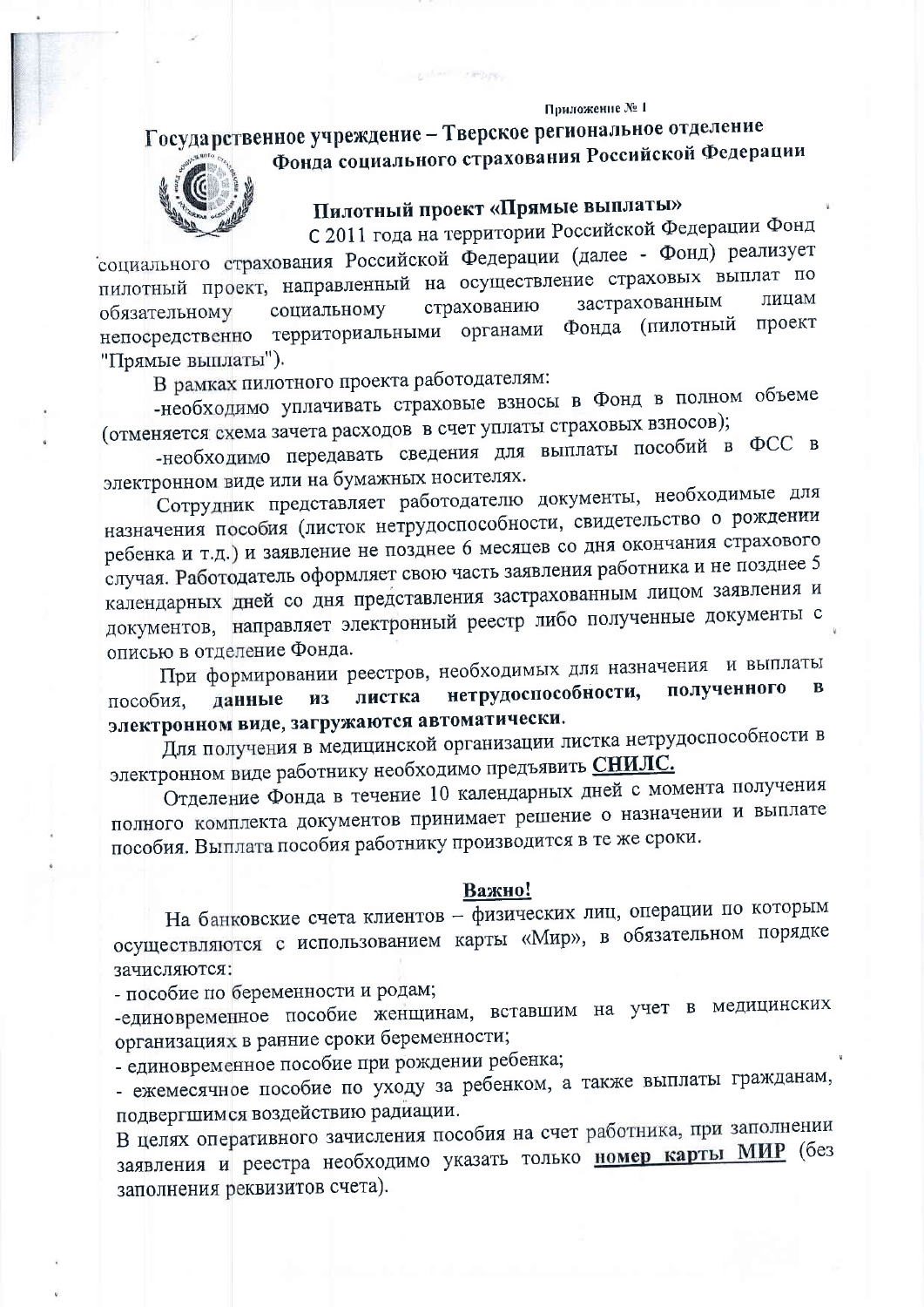Приложение № 1

# Государственное учреждение – Тверское региональное отделение Фонда социального страхования Российской Федерации

## Пилотный проект «Прямые выплаты»

С 2011 года на территории Российской Федерации Фонд социального страхования Российской Федерации (далее - Фонд) реализует пилотный проект, направленный на осуществление страховых выплат по обязательному социальному страхованию застрахованным лицам непосредственно территориальными органами Фонда (пилотный проект "Прямые выплаты").

В рамках пилотного проекта работодателям:

-необходимо уплачивать страховые взносы в Фонд в полном объеме (отменяется схема зачета расходов в счет уплаты страховых взносов);

-необходимо передавать сведения для выплаты пособий в ФСС в электронном виде или на бумажных носителях.

Сотрудник представляет работодателю документы, необходимые для назначения пособия (листок нетрудоспособности, свидетельство о рождении ребенка и т.д.) и заявление не позднее 6 месяцев со дня окончания страхового случая. Работодатель оформляет свою часть заявления работника и не позднее 5 календарных дней со дня представления застрахованным лицом заявления и документов, направляет электронный реестр либо полученные документы с описью в отделение Фонда.

При формировании реестров, необходимых для назначения и выплаты пособия, **данные из листка нетрудоспособности, полученного в электронном виде, загружаются автоматически.**

Для получения в медицинской организации листка нетрудоспособности в электронном виде работнику необходимо предъявить **СНИЛС.**

Отделение Фонда в течение 10 календарных дней с момента получения полного комплекта документов принимает решение о назначении и выплате пособия. Выплата пособия работнику производится в те же сроки.

**Важно!**

На банковские счета клиентов – физических лиц, операции по которым осуществляются с использованием карты «Мир», в обязательном порядке зачисляются:

- пособие по беременности и родам;
- единовременное пособие женщинам, вставшим на учет в медицинских организациях в ранние сроки беременности;
- единовременное пособие при рождении ребенка;
- ежемесячное пособие по уходу за ребенком, а также выплаты гражданам, подвергшимся воздействию радиации.

В целях оперативного зачисления пособия на счет работника, при заполнении заявления и реестра необходимо указать только **номер карты МИР** (без заполнения реквизитов счета).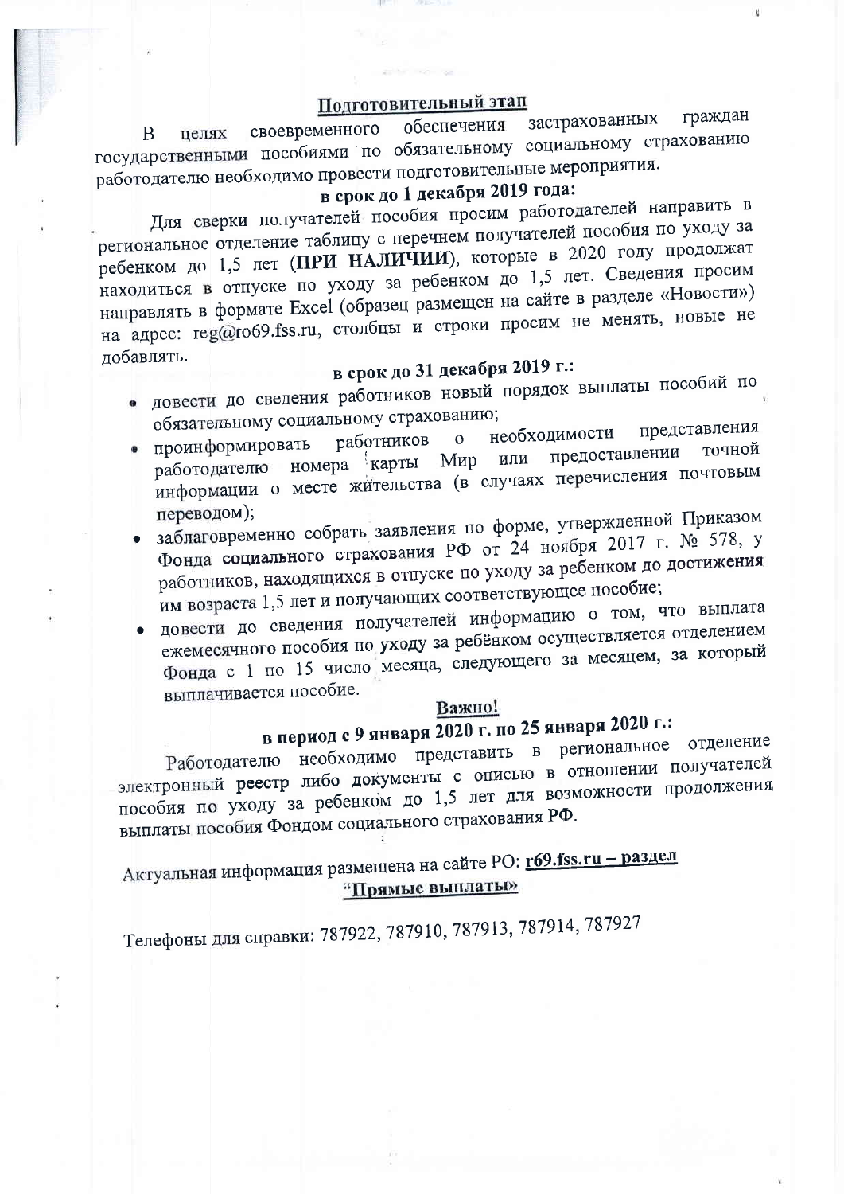## Подготовительный этап

В целях своевременного обеспечения застрахованных граждан государственными пособиями по обязательному социальному страхованию работодателю необходимо провести подготовительные мероприятия.

**в срок до 1 декабря 2019 года:**

Для сверки получателей пособия просим работодателей направить в региональное отделение таблицу с перечнем получателей пособия по уходу за ребенком до 1,5 лет (**ПРИ НАЛИЧИИ**), которые в 2020 году продолжат находиться в отпуске по уходу за ребенком до 1,5 лет. Сведения просим направлять в формате Excel (образец размещен на сайте в разделе «Новости») на адрес: reg@ro69.fss.ru, столбцы и строки просим не менять, новые не добавлять.

**в срок до 31 декабря 2019 г.:**

- довести до сведения работников новый порядок выплаты пособий по обязательному социальному страхованию;
- проинформировать работников о необходимости представления работодателю номера карты Мир или предоставлении точной информации о месте жительства (в случаях перечисления почтовым переводом);
- заблаговременно собрать заявления по форме, утвержденной Приказом Фонда социального страхования РФ от 24 ноября 2017 г. № 578, у работников, находящихся в отпуске по уходу за ребенком до достижения им возраста 1,5 лет и получающих соответствующее пособие;
- довести до сведения получателей информацию о том, что выплата ежемесячного пособия по уходу за ребёнком осуществляется отделением Фонда с 1 по 15 число месяца, следующего за месяцем, за который выплачивается пособие.

**Важно!**

**в период с 9 января 2020 г. по 25 января 2020 г.:**

Работодателю необходимо представить в региональное отделение электронный реестр либо документы с описью в отношении получателей пособия по уходу за ребенком до 1,5 лет для возможности продолжения выплаты пособия Фондом социального страхования РФ.

Актуальная информация размещена на сайте РО: **r69.fss.ru – раздел "Прямые выплаты"**

Телефоны для справки: 787922, 787910, 787913, 787914, 787927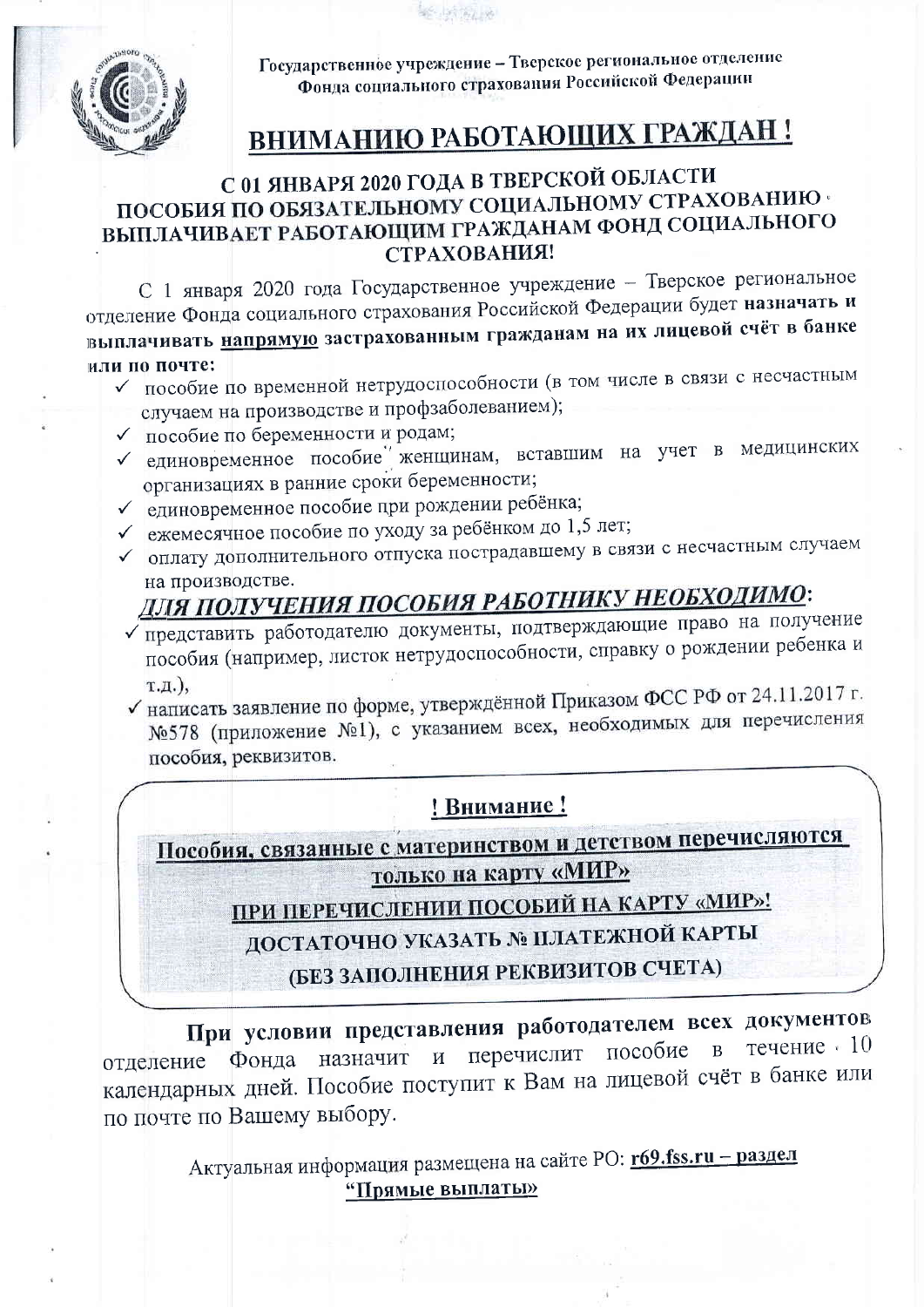Государственное учреждение – Тверское региональное отделение Фонда социального страхования Российской Федерации

# ВНИМАНИЮ РАБОТАЮЩИХ ГРАЖДАН !

## С 01 ЯНВАРЯ 2020 ГОДА В ТВЕРСКОЙ ОБЛАСТИ ПОСОБИЯ ПО ОБЯЗАТЕЛЬНОМУ СОЦИАЛЬНОМУ СТРАХОВАНИЮ ВЫПЛАЧИВАЕТ РАБОТАЮЩИМ ГРАЖДАНАМ ФОНД СОЦИАЛЬНОГО СТРАХОВАНИЯ!

С 1 января 2020 года Государственное учреждение – Тверское региональное отделение Фонда социального страхования Российской Федерации будет **назначать и выплачивать <u>напрямую</u> застрахованным гражданам на их лицевой счёт в банке или по почте:**

- ✓ пособие по временной нетрудоспособности (в том числе в связи с несчастным случаем на производстве и профзаболеванием);
- ✓ пособие по беременности и родам;
- ✓ единовременное пособие женщинам, вставшим на учет в медицинских организациях в ранние сроки беременности;
- ✓ единовременное пособие при рождении ребёнка;
- ✓ ежемесячное пособие по уходу за ребёнком до 1,5 лет;
- ✓ оплату дополнительного отпуска пострадавшему в связи с несчастным случаем на производстве.

## *<u>ДЛЯ ПОЛУЧЕНИЯ ПОСОБИЯ РАБОТНИКУ НЕОБХОДИМО</u>*:

- ✓ представить работодателю документы, подтверждающие право на получение пособия (например, листок нетрудоспособности, справку о рождении ребенка и т.д.),
- ✓ написать заявление по форме, утверждённой Приказом ФСС РФ от 24.11.2017 г. №578 (приложение №1), с указанием всех, необходимых для перечисления пособия, реквизитов.

**<u>! Внимание !</u>**

**<u>Пособия, связанные с материнством и детством перечисляются только на карту «МИР»</u>**

**<u>ПРИ ПЕРЕЧИСЛЕНИИ ПОСОБИЙ НА КАРТУ «МИР»!</u>**

**ДОСТАТОЧНО УКАЗАТЬ № ПЛАТЕЖНОЙ КАРТЫ**

**(БЕЗ ЗАПОЛНЕНИЯ РЕКВИЗИТОВ СЧЕТА)**

**При условии представления работодателем всех документов** отделение Фонда назначит и перечислит пособие в течение 10 календарных дней. Пособие поступит к Вам на лицевой счёт в банке или по почте по Вашему выбору.

Актуальная информация размещена на сайте РО: **<u>r69.fss.ru – раздел "Прямые выплаты"</u>**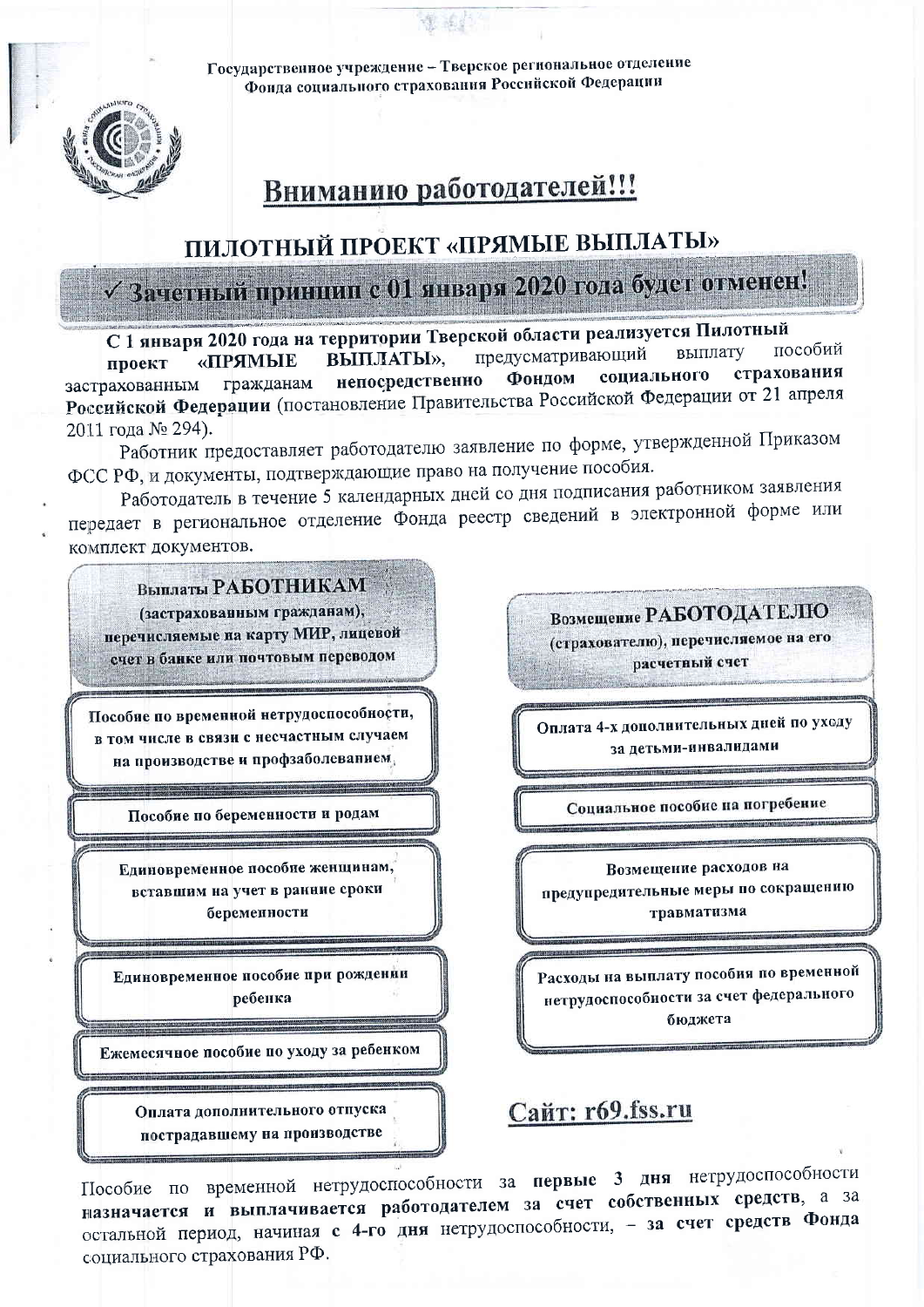Государственное учреждение – Тверское региональное отделение Фонда социального страхования Российской Федерации

# Вниманию работодателей!!!

## ПИЛОТНЫЙ ПРОЕКТ «ПРЯМЫЕ ВЫПЛАТЫ»

**✓ Зачетный принцип с 01 января 2020 года будет отменен!**

**С 1 января 2020 года на территории Тверской области реализуется Пилотный проект «ПРЯМЫЕ ВЫПЛАТЫ»**, предусматривающий выплату пособий застрахованным гражданам **непосредственно Фондом социального страхования Российской Федерации** (постановление Правительства Российской Федерации от 21 апреля 2011 года № 294).

Работник предоставляет работодателю заявление по форме, утвержденной Приказом ФСС РФ, и документы, подтверждающие право на получение пособия.

Работодатель в течение 5 календарных дней со дня подписания работником заявления передает в региональное отделение Фонда реестр сведений в электронной форме или комплект документов.

**Выплаты РАБОТНИКАМ (застрахованным гражданам), перечисляемые на карту МИР, лицевой счет в банке или почтовым переводом**

- **Пособие по временной нетрудоспособности, в том числе в связи с несчастным случаем на производстве и профзаболеванием**
- **Пособие по беременности и родам**
- **Единовременное пособие женщинам, вставшим на учет в ранние сроки беременности**
- **Единовременное пособие при рождении ребенка**
- **Ежемесячное пособие по уходу за ребенком**
- **Оплата дополнительного отпуска пострадавшему на производстве**

**Возмещение РАБОТОДАТЕЛЮ (страхователю), перечисляемое на его расчетный счет**

- **Оплата 4-х дополнительных дней по уходу за детьми-инвалидами**
- **Социальное пособие на погребение**
- **Возмещение расходов на предупредительные меры по сокращению травматизма**
- **Расходы на выплату пособия по временной нетрудоспособности за счет федерального бюджета**

## Сайт: r69.fss.ru

Пособие по временной нетрудоспособности за **первые 3 дня** нетрудоспособности **назначается и выплачивается работодателем за счет собственных средств**, а за остальной период, начиная **с 4-го дня** нетрудоспособности, – **за счет средств Фонда** социального страхования РФ.